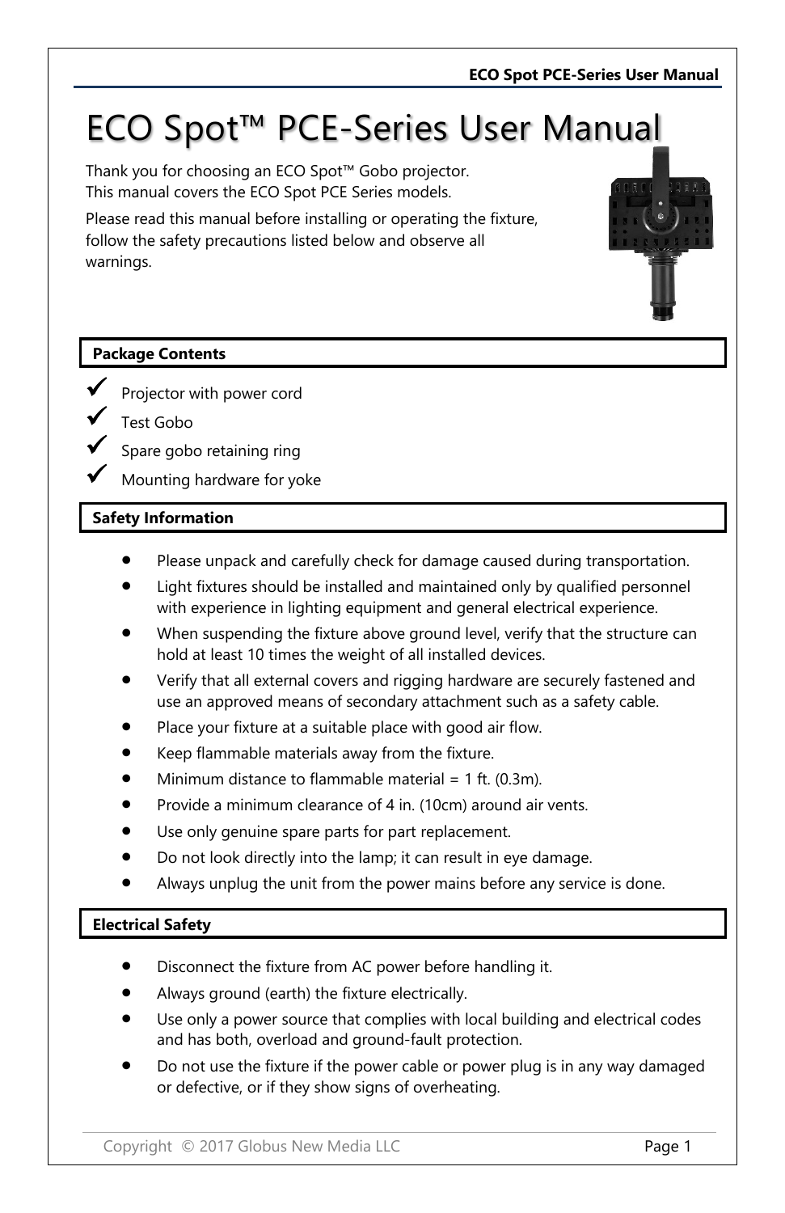# ECO Spot™ PCE-Series User Manual

Thank you for choosing an ECO Spot™ Gobo projector.
This manual covers the ECO Spot PCE Series models.

Please read this manual before installing or operating the fixture, follow the safety precautions listed below and observe all warnings.

## Package Contents

- ✓ Projector with power cord
- ✓ Test Gobo
- ✓ Spare gobo retaining ring
- ✓ Mounting hardware for yoke

## Safety Information

- Please unpack and carefully check for damage caused during transportation.
- Light fixtures should be installed and maintained only by qualified personnel with experience in lighting equipment and general electrical experience.
- When suspending the fixture above ground level, verify that the structure can hold at least 10 times the weight of all installed devices.
- Verify that all external covers and rigging hardware are securely fastened and use an approved means of secondary attachment such as a safety cable.
- Place your fixture at a suitable place with good air flow.
- Keep flammable materials away from the fixture.
- Minimum distance to flammable material = 1 ft. (0.3m).
- Provide a minimum clearance of 4 in. (10cm) around air vents.
- Use only genuine spare parts for part replacement.
- Do not look directly into the lamp; it can result in eye damage.
- Always unplug the unit from the power mains before any service is done.

## Electrical Safety

- Disconnect the fixture from AC power before handling it.
- Always ground (earth) the fixture electrically.
- Use only a power source that complies with local building and electrical codes and has both, overload and ground-fault protection.
- Do not use the fixture if the power cable or power plug is in any way damaged or defective, or if they show signs of overheating.

Copyright © 2017 Globus New Media LLC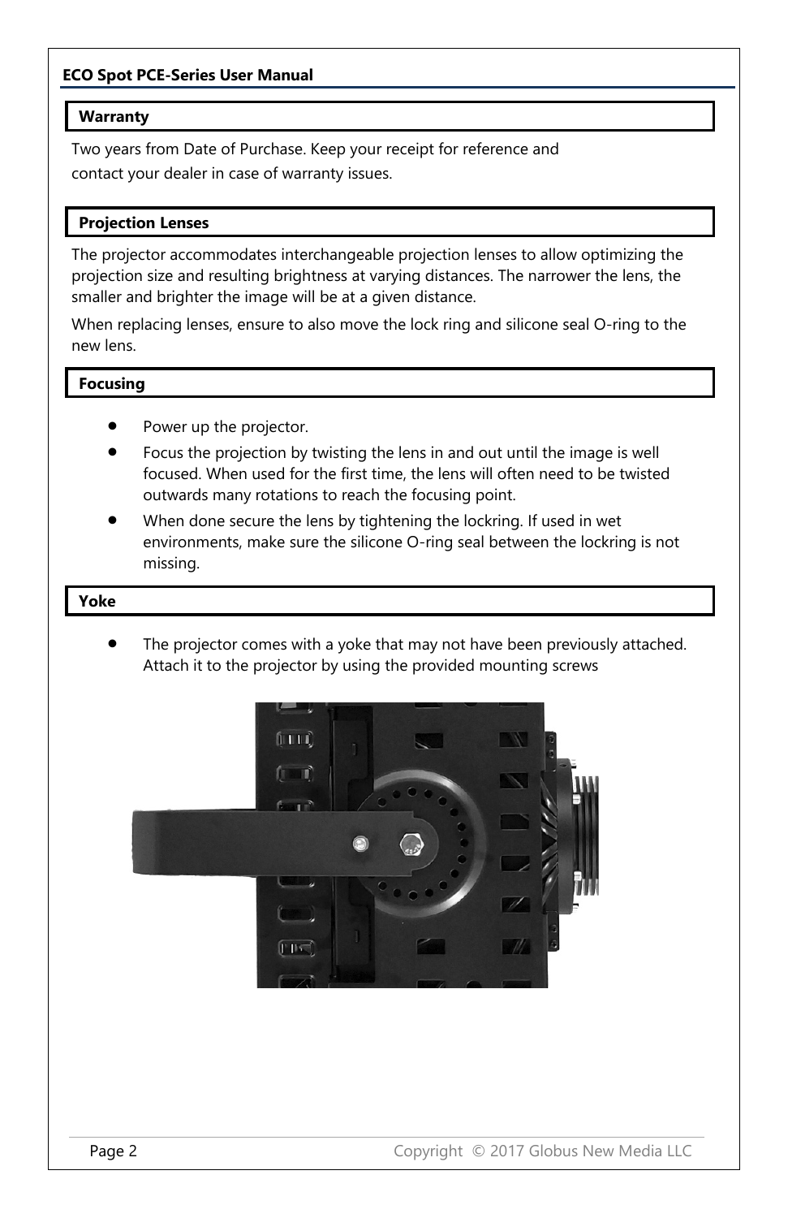## Warranty

Two years from Date of Purchase. Keep your receipt for reference and contact your dealer in case of warranty issues.

## Projection Lenses

The projector accommodates interchangeable projection lenses to allow optimizing the projection size and resulting brightness at varying distances. The narrower the lens, the smaller and brighter the image will be at a given distance.

When replacing lenses, ensure to also move the lock ring and silicone seal O-ring to the new lens.

## Focusing

- Power up the projector.
- Focus the projection by twisting the lens in and out until the image is well focused. When used for the first time, the lens will often need to be twisted outwards many rotations to reach the focusing point.
- When done secure the lens by tightening the lockring. If used in wet environments, make sure the silicone O-ring seal between the lockring is not missing.

## Yoke

- The projector comes with a yoke that may not have been previously attached. Attach it to the projector by using the provided mounting screws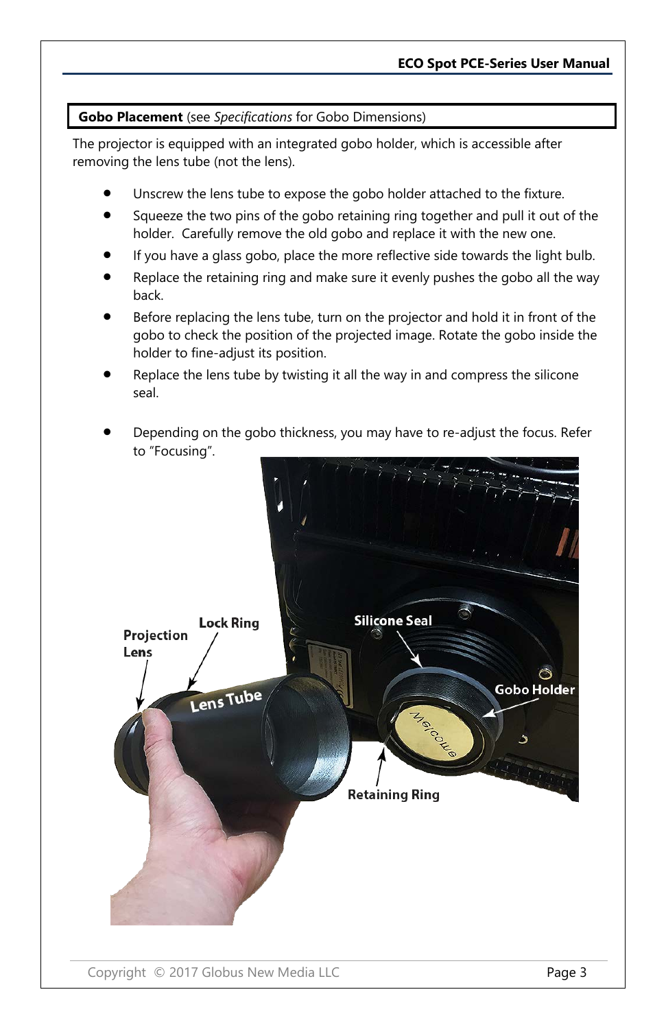**Gobo Placement** (see *Specifications* for Gobo Dimensions)

The projector is equipped with an integrated gobo holder, which is accessible after removing the lens tube (not the lens).

- Unscrew the lens tube to expose the gobo holder attached to the fixture.
- Squeeze the two pins of the gobo retaining ring together and pull it out of the holder. Carefully remove the old gobo and replace it with the new one.
- If you have a glass gobo, place the more reflective side towards the light bulb.
- Replace the retaining ring and make sure it evenly pushes the gobo all the way back.
- Before replacing the lens tube, turn on the projector and hold it in front of the gobo to check the position of the projected image. Rotate the gobo inside the holder to fine-adjust its position.
- Replace the lens tube by twisting it all the way in and compress the silicone seal.
- Depending on the gobo thickness, you may have to re-adjust the focus. Refer to "Focusing".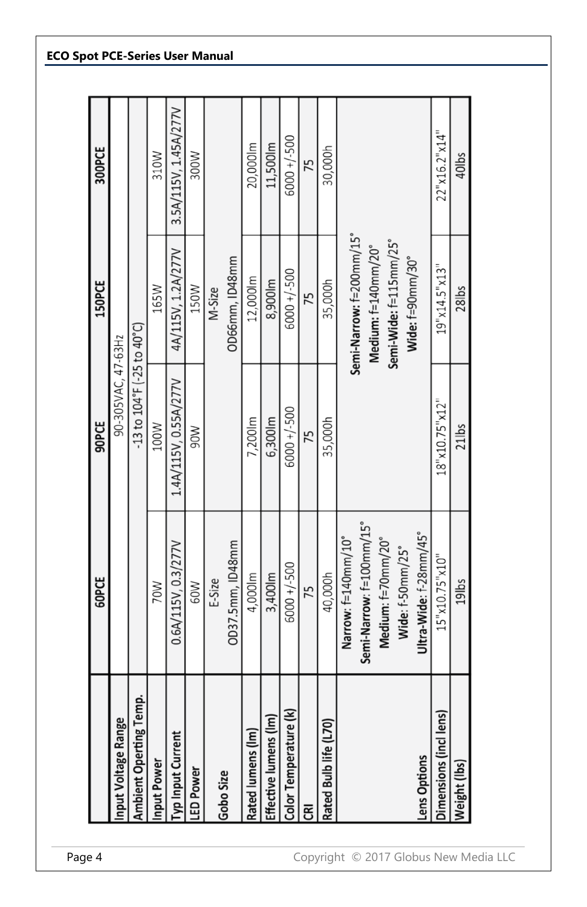| | 60PCE | 90PCE | 150PCE | 300PCE |
|---|---|---|---|---|
| Input Voltage Range | 90-305VAC, 47-63Hz | | | |
| Ambient Operting Temp. | -13 to 104°F (-25 to 40°C) | | | |
| Input Power | 70W | 100W | 165W | 310W |
| Typ Input Current | 0.6A/115V, 0.3/277V | 1.4A/115V, 0.55A/277V | 4A/115V, 1.2A/277V | 3.5A/115V, 1.45A/277V |
| LED Power | 60W | 90W | 150W | 300W |
| Gobo Size | E-Size OD37.5mm, ID48mm | M-Size OD66mm, ID48mm | | |
| Rated lumens (lm) | 4,000lm | 7,200lm | 12,000lm | 20,000lm |
| Effective lumens (lm) | 3,400lm | 6,300lm | 8,900lm | 11,500lm |
| Color Temperature (k) | 6000 +/-500 | 6000 +/-500 | 6000 +/-500 | 6000 +/-500 |
| CRI | 75 | 75 | 75 | 75 |
| Rated Bulb life (L70) | 40,000h | 35,000h | 35,000h | 30,000h |
| Lens Options | **Narrow**: f=140mm/10° **Semi-Narrow**: f=100mm/15° **Medium**: f=70mm/20° **Wide**: f-50mm/25° **Ultra-Wide**: f-28mm/45° | **Semi-Narrow**: f=200mm/15° **Medium**: f=140mm/20° **Semi-Wide**: f=115mm/25° **Wide**: f=90mm/30° | | |
| Dimensions (incl lens) | 15"x10.75"x10" | 18"x10.75"x12" | 19"x14.5"x13" | 22"x16.2"x14" |
| Weight (lbs) | 19lbs | 21lbs | 28lbs | 40lbs |